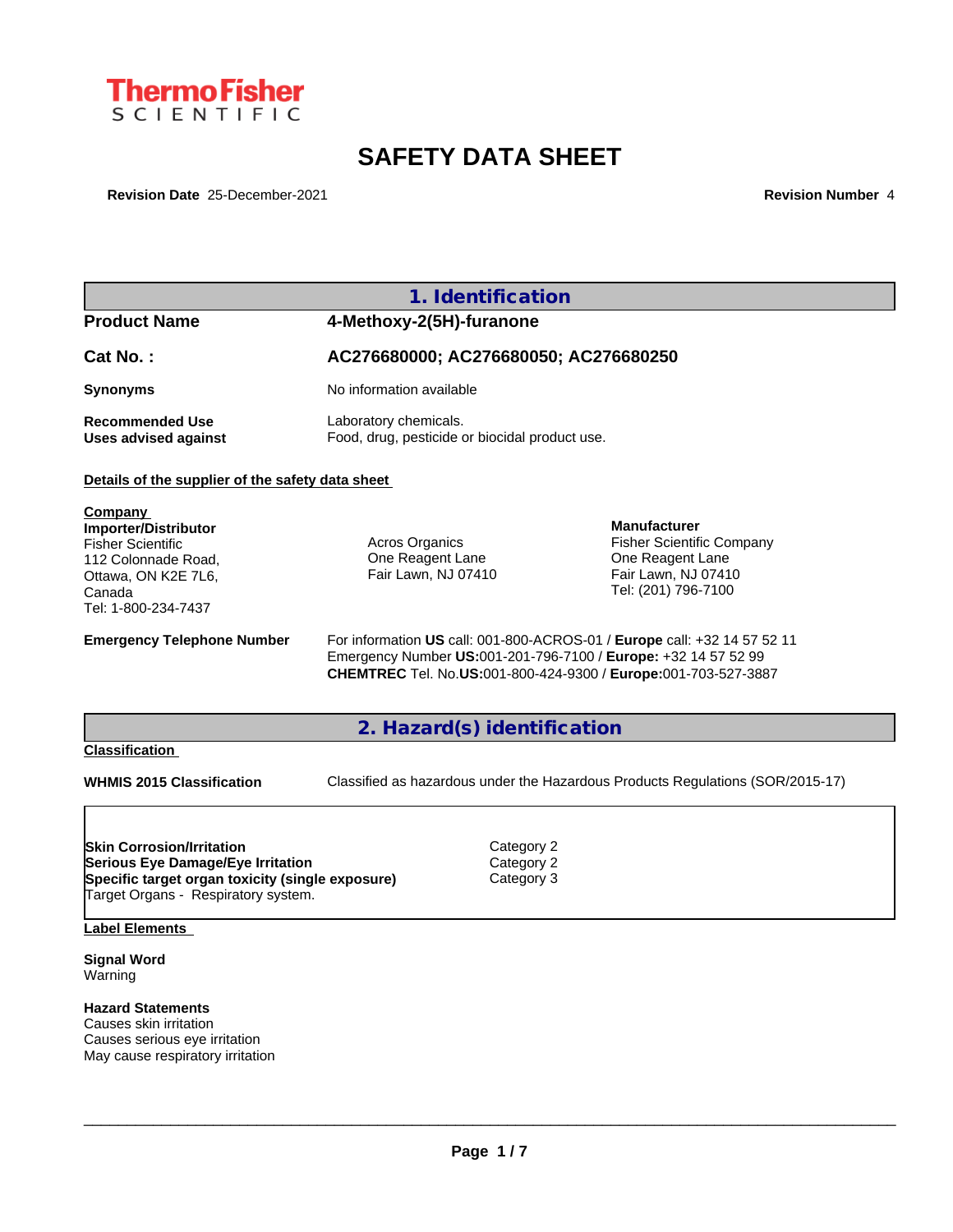Thermo Fisher SCIENTIFIC

# SAFETY DATA SHEET

**Revision Date** 25-December-2021 **Revision Number** 4

## 1. Identification

**Product Name** 4-Methoxy-2(5H)-furanone

**Cat No. :** AC276680000; AC276680050; AC276680250

**Synonyms** No information available

**Recommended Use** Laboratory chemicals.
**Uses advised against** Food, drug, pesticide or biocidal product use.

**Details of the supplier of the safety data sheet**

**Company**
**Importer/Distributor**
Fisher Scientific
112 Colonnade Road,
Ottawa, ON K2E 7L6,
Canada
Tel: 1-800-234-7437

Acros Organics
One Reagent Lane
Fair Lawn, NJ 07410

**Manufacturer**
Fisher Scientific Company
One Reagent Lane
Fair Lawn, NJ 07410
Tel: (201) 796-7100

**Emergency Telephone Number** For information **US** call: 001-800-ACROS-01 / **Europe** call: +32 14 57 52 11
Emergency Number **US:**001-201-796-7100 / **Europe:** +32 14 57 52 99
**CHEMTREC** Tel. No.**US:**001-800-424-9300 / **Europe:**001-703-527-3887

## 2. Hazard(s) identification

**Classification**

**WHMIS 2015 Classification** Classified as hazardous under the Hazardous Products Regulations (SOR/2015-17)

| | |
|---|---|
| **Skin Corrosion/Irritation** | Category 2 |
| **Serious Eye Damage/Eye Irritation** | Category 2 |
| **Specific target organ toxicity (single exposure)** | Category 3 |
| Target Organs - Respiratory system. | |

**Label Elements**

**Signal Word**
Warning

**Hazard Statements**
Causes skin irritation
Causes serious eye irritation
May cause respiratory irritation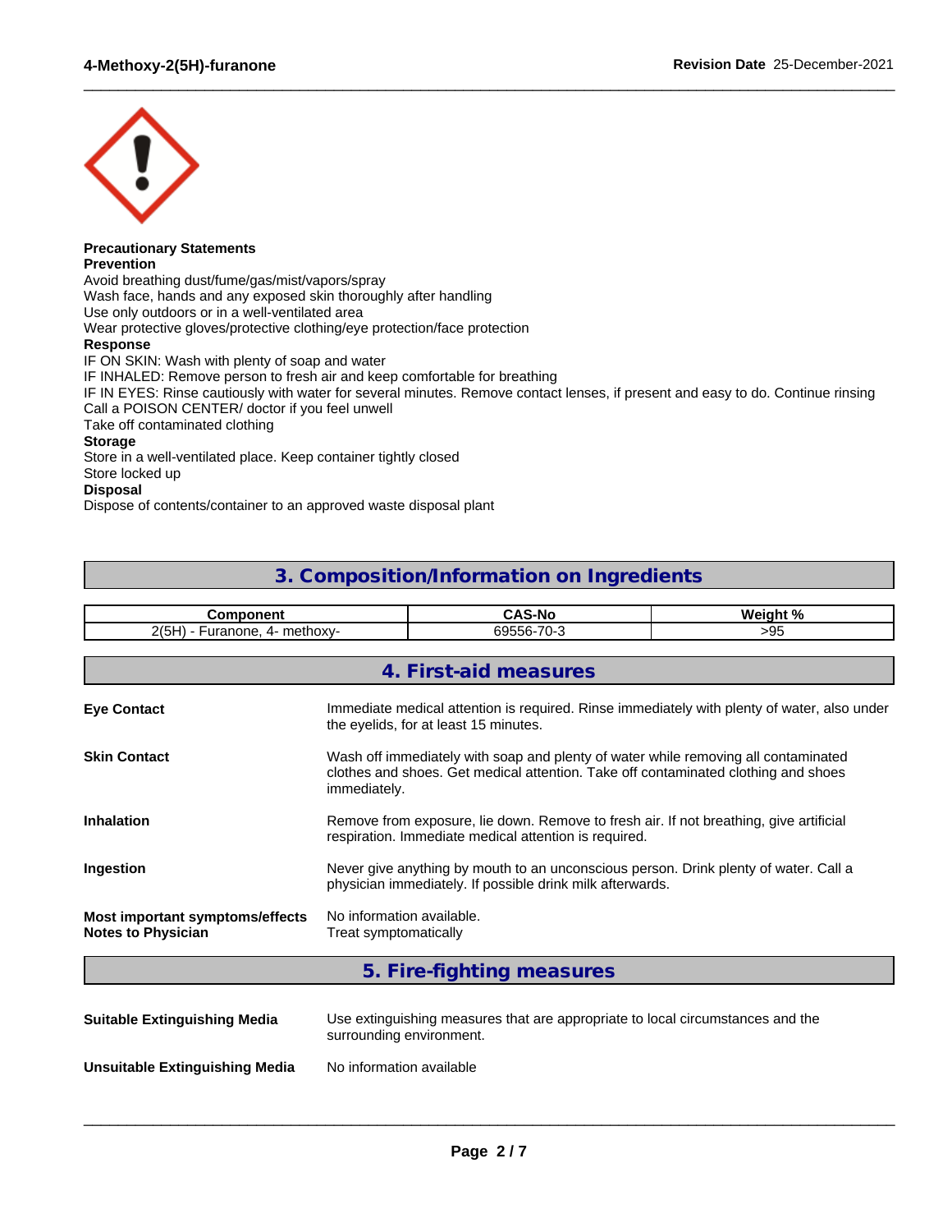**Precautionary Statements**

**Prevention**

Avoid breathing dust/fume/gas/mist/vapors/spray
Wash face, hands and any exposed skin thoroughly after handling
Use only outdoors or in a well-ventilated area
Wear protective gloves/protective clothing/eye protection/face protection

**Response**

IF ON SKIN: Wash with plenty of soap and water
IF INHALED: Remove person to fresh air and keep comfortable for breathing
IF IN EYES: Rinse cautiously with water for several minutes. Remove contact lenses, if present and easy to do. Continue rinsing
Call a POISON CENTER/ doctor if you feel unwell
Take off contaminated clothing

**Storage**

Store in a well-ventilated place. Keep container tightly closed
Store locked up

**Disposal**

Dispose of contents/container to an approved waste disposal plant

## 3. Composition/Information on Ingredients

| Component | CAS-No | Weight % |
|---|---|---|
| 2(5H) - Furanone, 4- methoxy- | 69556-70-3 | >95 |

## 4. First-aid measures

**Eye Contact**
Immediate medical attention is required. Rinse immediately with plenty of water, also under the eyelids, for at least 15 minutes.

**Skin Contact**
Wash off immediately with soap and plenty of water while removing all contaminated clothes and shoes. Get medical attention. Take off contaminated clothing and shoes immediately.

**Inhalation**
Remove from exposure, lie down. Remove to fresh air. If not breathing, give artificial respiration. Immediate medical attention is required.

**Ingestion**
Never give anything by mouth to an unconscious person. Drink plenty of water. Call a physician immediately. If possible drink milk afterwards.

**Most important symptoms/effects**
No information available.

**Notes to Physician**
Treat symptomatically

## 5. Fire-fighting measures

**Suitable Extinguishing Media**
Use extinguishing measures that are appropriate to local circumstances and the surrounding environment.

**Unsuitable Extinguishing Media**
No information available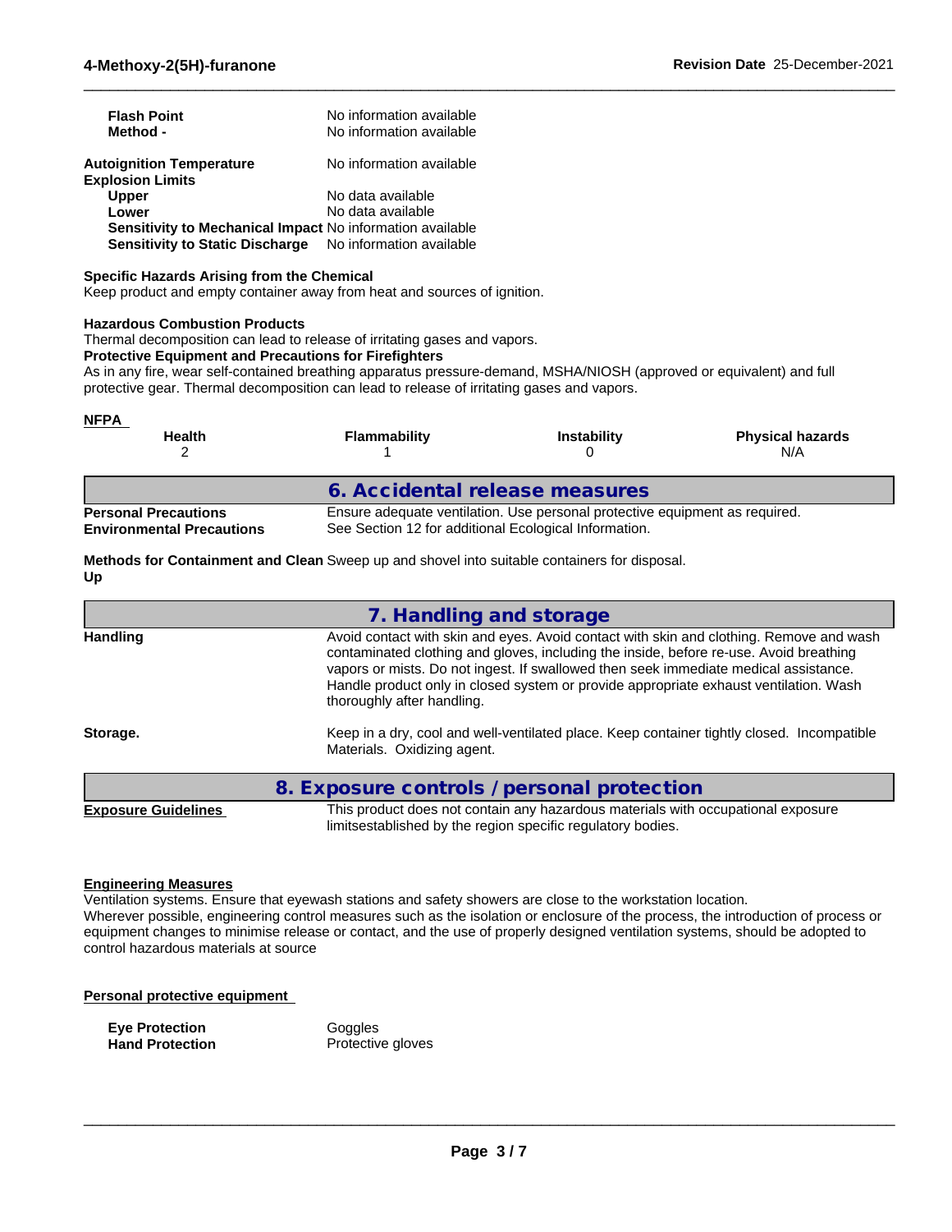| | |
|---|---|
| **Flash Point** | No information available |
| **Method -** | No information available |

| | |
|---|---|
| **Autoignition Temperature** | No information available |
| **Explosion Limits** | |
| **Upper** | No data available |
| **Lower** | No data available |
| **Sensitivity to Mechanical Impact** | No information available |
| **Sensitivity to Static Discharge** | No information available |

**Specific Hazards Arising from the Chemical**
Keep product and empty container away from heat and sources of ignition.

**Hazardous Combustion Products**
Thermal decomposition can lead to release of irritating gases and vapors.

**Protective Equipment and Precautions for Firefighters**
As in any fire, wear self-contained breathing apparatus pressure-demand, MSHA/NIOSH (approved or equivalent) and full protective gear. Thermal decomposition can lead to release of irritating gases and vapors.

**NFPA**

| Health | Flammability | Instability | Physical hazards |
|---|---|---|---|
| 2 | 1 | 0 | N/A |

## 6. Accidental release measures

| | |
|---|---|
| **Personal Precautions** | Ensure adequate ventilation. Use personal protective equipment as required. |
| **Environmental Precautions** | See Section 12 for additional Ecological Information. |
| **Methods for Containment and Clean Up** | Sweep up and shovel into suitable containers for disposal. |

## 7. Handling and storage

| | |
|---|---|
| **Handling** | Avoid contact with skin and eyes. Avoid contact with skin and clothing. Remove and wash contaminated clothing and gloves, including the inside, before re-use. Avoid breathing vapors or mists. Do not ingest. If swallowed then seek immediate medical assistance. Handle product only in closed system or provide appropriate exhaust ventilation. Wash thoroughly after handling. |
| **Storage.** | Keep in a dry, cool and well-ventilated place. Keep container tightly closed. Incompatible Materials. Oxidizing agent. |

## 8. Exposure controls / personal protection

| | |
|---|---|
| **Exposure Guidelines** | This product does not contain any hazardous materials with occupational exposure limitsestablished by the region specific regulatory bodies. |

**Engineering Measures**
Ventilation systems. Ensure that eyewash stations and safety showers are close to the workstation location.
Wherever possible, engineering control measures such as the isolation or enclosure of the process, the introduction of process or equipment changes to minimise release or contact, and the use of properly designed ventilation systems, should be adopted to control hazardous materials at source

**Personal protective equipment**

| | |
|---|---|
| **Eye Protection** | Goggles |
| **Hand Protection** | Protective gloves |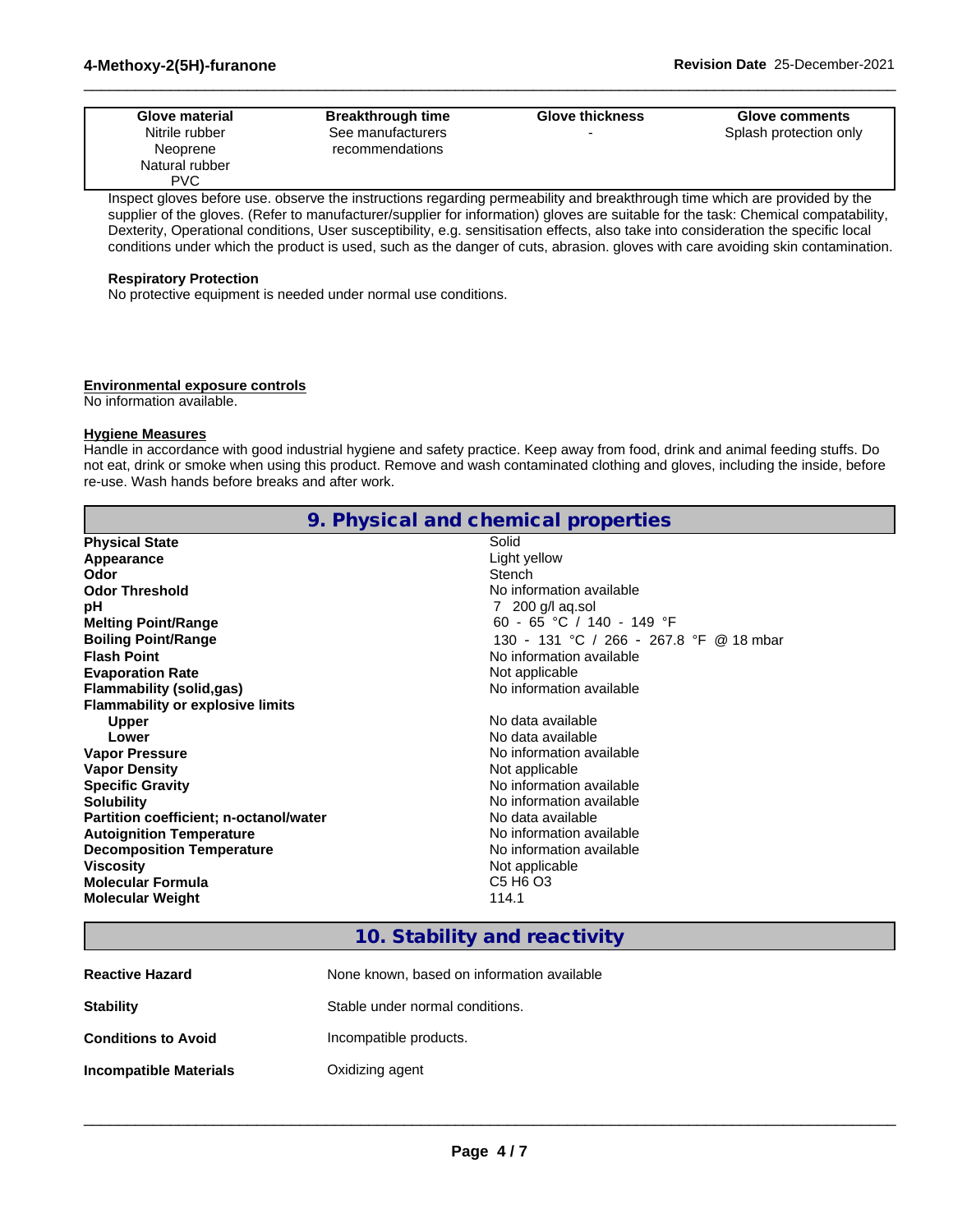| Glove material | Breakthrough time | Glove thickness | Glove comments |
|---|---|---|---|
| Nitrile rubber<br>Neoprene<br>Natural rubber<br>PVC | See manufacturers recommendations | - | Splash protection only |

Inspect gloves before use. observe the instructions regarding permeability and breakthrough time which are provided by the supplier of the gloves. (Refer to manufacturer/supplier for information) gloves are suitable for the task: Chemical compatability, Dexterity, Operational conditions, User susceptibility, e.g. sensitisation effects, also take into consideration the specific local conditions under which the product is used, such as the danger of cuts, abrasion. gloves with care avoiding skin contamination.

**Respiratory Protection**
No protective equipment is needed under normal use conditions.

**Environmental exposure controls**
No information available.

**Hygiene Measures**
Handle in accordance with good industrial hygiene and safety practice. Keep away from food, drink and animal feeding stuffs. Do not eat, drink or smoke when using this product. Remove and wash contaminated clothing and gloves, including the inside, before re-use. Wash hands before breaks and after work.

## 9. Physical and chemical properties

| | |
|---|---|
| **Physical State** | Solid |
| **Appearance** | Light yellow |
| **Odor** | Stench |
| **Odor Threshold** | No information available |
| **pH** | 7 200 g/l aq.sol |
| **Melting Point/Range** | 60 - 65 °C / 140 - 149 °F |
| **Boiling Point/Range** | 130 - 131 °C / 266 - 267.8 °F @ 18 mbar |
| **Flash Point** | No information available |
| **Evaporation Rate** | Not applicable |
| **Flammability (solid,gas)** | No information available |
| **Flammability or explosive limits** | |
| **Upper** | No data available |
| **Lower** | No data available |
| **Vapor Pressure** | No information available |
| **Vapor Density** | Not applicable |
| **Specific Gravity** | No information available |
| **Solubility** | No information available |
| **Partition coefficient; n-octanol/water** | No data available |
| **Autoignition Temperature** | No information available |
| **Decomposition Temperature** | No information available |
| **Viscosity** | Not applicable |
| **Molecular Formula** | C5 H6 O3 |
| **Molecular Weight** | 114.1 |

## 10. Stability and reactivity

| | |
|---|---|
| **Reactive Hazard** | None known, based on information available |
| **Stability** | Stable under normal conditions. |
| **Conditions to Avoid** | Incompatible products. |
| **Incompatible Materials** | Oxidizing agent |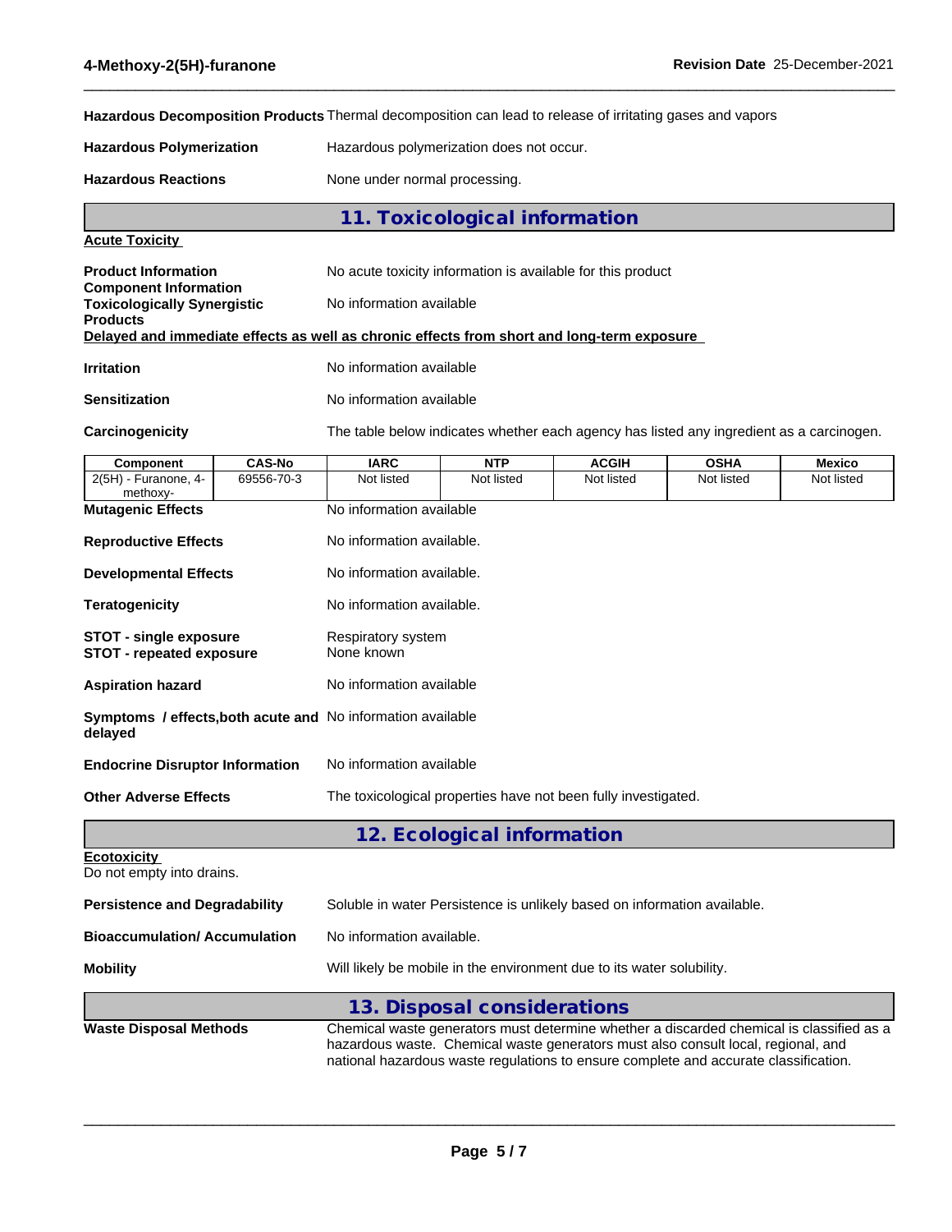**Hazardous Decomposition Products** Thermal decomposition can lead to release of irritating gases and vapors

**Hazardous Polymerization** Hazardous polymerization does not occur.

**Hazardous Reactions** None under normal processing.

## 11. Toxicological information

**Acute Toxicity**

**Product Information** No acute toxicity information is available for this product

**Component Information**

**Toxicologically Synergistic Products** No information available

**Delayed and immediate effects as well as chronic effects from short and long-term exposure**

**Irritation** No information available

**Sensitization** No information available

**Carcinogenicity** The table below indicates whether each agency has listed any ingredient as a carcinogen.

| Component | CAS-No | IARC | NTP | ACGIH | OSHA | Mexico |
|---|---|---|---|---|---|---|
| 2(5H) - Furanone, 4-methoxy- | 69556-70-3 | Not listed | Not listed | Not listed | Not listed | Not listed |

**Mutagenic Effects** No information available

**Reproductive Effects** No information available.

**Developmental Effects** No information available.

**Teratogenicity** No information available.

**STOT - single exposure** Respiratory system

**STOT - repeated exposure** None known

**Aspiration hazard** No information available

**Symptoms / effects,both acute and delayed** No information available

**Endocrine Disruptor Information** No information available

**Other Adverse Effects** The toxicological properties have not been fully investigated.

## 12. Ecological information

**Ecotoxicity**

Do not empty into drains.

**Persistence and Degradability** Soluble in water Persistence is unlikely based on information available.

**Bioaccumulation/ Accumulation** No information available.

**Mobility** Will likely be mobile in the environment due to its water solubility.

## 13. Disposal considerations

**Waste Disposal Methods** Chemical waste generators must determine whether a discarded chemical is classified as a hazardous waste. Chemical waste generators must also consult local, regional, and national hazardous waste regulations to ensure complete and accurate classification.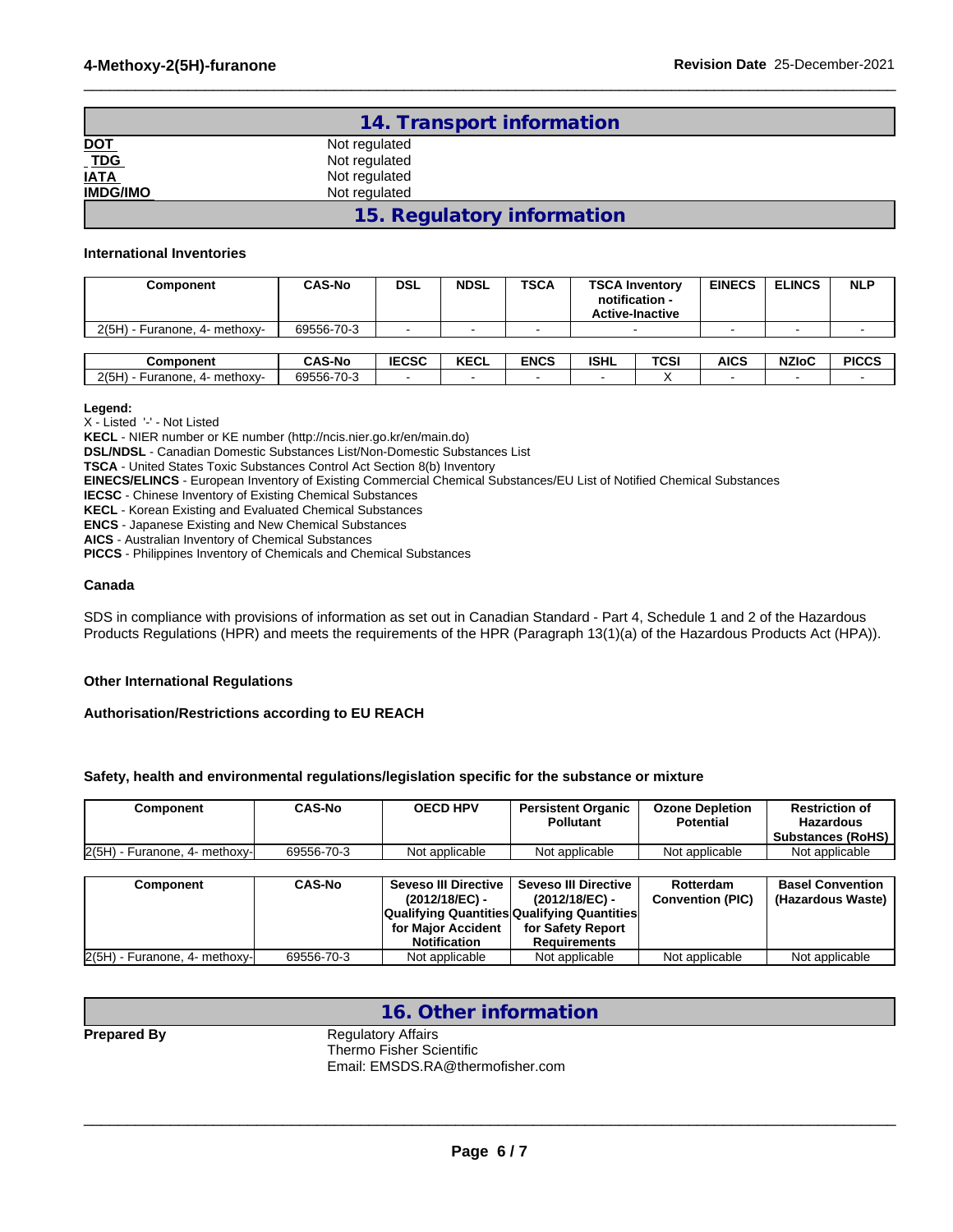## 14. Transport information

| | |
|---|---|
| **DOT** | Not regulated |
| **TDG** | Not regulated |
| **IATA** | Not regulated |
| **IMDG/IMO** | Not regulated |

## 15. Regulatory information

**International Inventories**

| Component | CAS-No | DSL | NDSL | TSCA | TSCA Inventory notification - Active-Inactive | EINECS | ELINCS | NLP |
|---|---|---|---|---|---|---|---|---|
| 2(5H) - Furanone, 4- methoxy- | 69556-70-3 | - | - | - | - | - | - | - |

| Component | CAS-No | IECSC | KECL | ENCS | ISHL | TCSI | AICS | NZIoC | PICCS |
|---|---|---|---|---|---|---|---|---|---|
| 2(5H) - Furanone, 4- methoxy- | 69556-70-3 | - | - | - | - | X | - | - | - |

**Legend:**
X - Listed '-' - Not Listed
**KECL** - NIER number or KE number (http://ncis.nier.go.kr/en/main.do)
**DSL/NDSL** - Canadian Domestic Substances List/Non-Domestic Substances List
**TSCA** - United States Toxic Substances Control Act Section 8(b) Inventory
**EINECS/ELINCS** - European Inventory of Existing Commercial Chemical Substances/EU List of Notified Chemical Substances
**IECSC** - Chinese Inventory of Existing Chemical Substances
**KECL** - Korean Existing and Evaluated Chemical Substances
**ENCS** - Japanese Existing and New Chemical Substances
**AICS** - Australian Inventory of Chemical Substances
**PICCS** - Philippines Inventory of Chemicals and Chemical Substances

**Canada**

SDS in compliance with provisions of information as set out in Canadian Standard - Part 4, Schedule 1 and 2 of the Hazardous Products Regulations (HPR) and meets the requirements of the HPR (Paragraph 13(1)(a) of the Hazardous Products Act (HPA)).

**Other International Regulations**

**Authorisation/Restrictions according to EU REACH**

**Safety, health and environmental regulations/legislation specific for the substance or mixture**

| Component | CAS-No | OECD HPV | Persistent Organic Pollutant | Ozone Depletion Potential | Restriction of Hazardous Substances (RoHS) |
|---|---|---|---|---|---|
| 2(5H) - Furanone, 4- methoxy- | 69556-70-3 | Not applicable | Not applicable | Not applicable | Not applicable |

| Component | CAS-No | Seveso III Directive (2012/18/EC) - Qualifying Quantities for Major Accident Notification | Seveso III Directive (2012/18/EC) - Qualifying Quantities for Safety Report Requirements | Rotterdam Convention (PIC) | Basel Convention (Hazardous Waste) |
|---|---|---|---|---|---|
| 2(5H) - Furanone, 4- methoxy- | 69556-70-3 | Not applicable | Not applicable | Not applicable | Not applicable |

## 16. Other information

**Prepared By** Regulatory Affairs
Thermo Fisher Scientific
Email: EMSDS.RA@thermofisher.com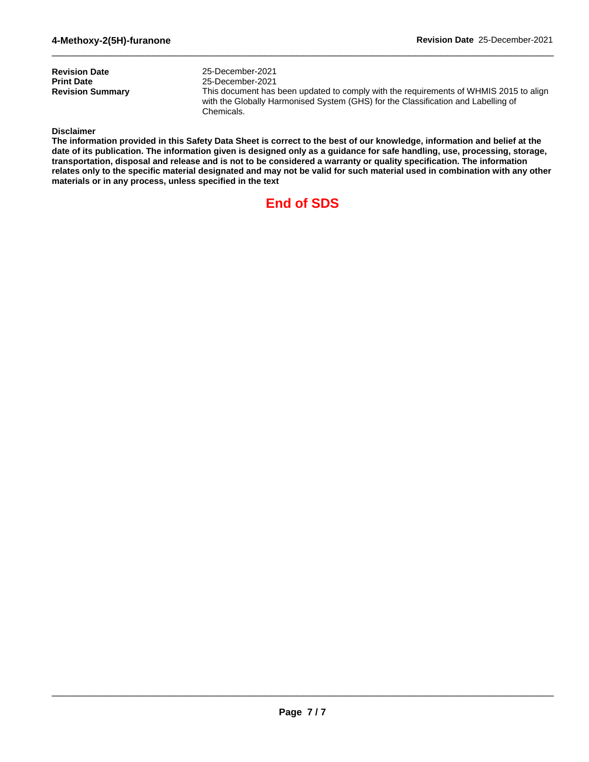| | |
|---|---|
| **Revision Date** | 25-December-2021 |
| **Print Date** | 25-December-2021 |
| **Revision Summary** | This document has been updated to comply with the requirements of WHMIS 2015 to align with the Globally Harmonised System (GHS) for the Classification and Labelling of Chemicals. |

**Disclaimer**

**The information provided in this Safety Data Sheet is correct to the best of our knowledge, information and belief at the date of its publication. The information given is designed only as a guidance for safe handling, use, processing, storage, transportation, disposal and release and is not to be considered a warranty or quality specification. The information relates only to the specific material designated and may not be valid for such material used in combination with any other materials or in any process, unless specified in the text**

**End of SDS**